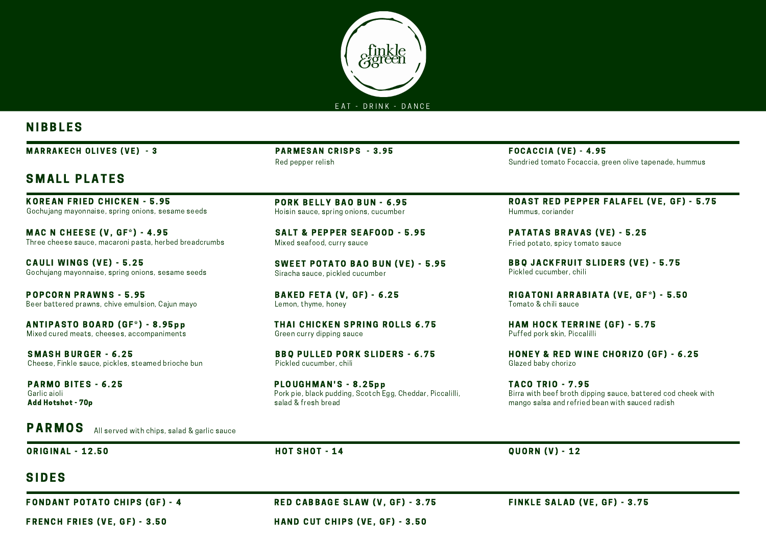finkle & green

EAT - DRINK - DANCE

## NIBBLES

**MARRAKECH OLIVES (VE) - 3**

**PARMESAN CRISPS - 3.95**
Red pepper relish

**FOCACCIA (VE) - 4.95**
Sundried tomato Focaccia, green olive tapenade, hummus

## SMALL PLATES

**KOREAN FRIED CHICKEN - 5.95**
Gochujang mayonnaise, spring onions, sesame seeds

**MAC N CHEESE (V, GF*) - 4.95**
Three cheese sauce, macaroni pasta, herbed breadcrumbs

**CAULI WINGS (VE) - 5.25**
Gochujang mayonnaise, spring onions, sesame seeds

**POPCORN PRAWNS - 5.95**
Beer battered prawns, chive emulsion, Cajun mayo

**ANTIPASTO BOARD (GF*) - 8.95pp**
Mixed cured meats, cheeses, accompaniments

**SMASH BURGER - 6.25**
Cheese, Finkle sauce, pickles, steamed brioche bun

**PARMO BITES - 6.25**
Garlic aioli
**Add Hotshot - 70p**

**PORK BELLY BAO BUN - 6.95**
Hoisin sauce, spring onions, cucumber

**SALT & PEPPER SEAFOOD - 5.95**
Mixed seafood, curry sauce

**SWEET POTATO BAO BUN (VE) - 5.95**
Siracha sauce, pickled cucumber

**BAKED FETA (V, GF) - 6.25**
Lemon, thyme, honey

**THAI CHICKEN SPRING ROLLS 6.75**
Green curry dipping sauce

**BBQ PULLED PORK SLIDERS - 6.75**
Pickled cucumber, chili

**PLOUGHMAN'S - 8.25pp**
Pork pie, black pudding, Scotch Egg, Cheddar, Piccalilli, salad & fresh bread

**ROAST RED PEPPER FALAFEL (VE, GF) - 5.75**
Hummus, coriander

**PATATAS BRAVAS (VE) - 5.25**
Fried potato, spicy tomato sauce

**BBQ JACKFRUIT SLIDERS (VE) - 5.75**
Pickled cucumber, chili

**RIGATONI ARRABIATA (VE, GF*) - 5.50**
Tomato & chili sauce

**HAM HOCK TERRINE (GF) - 5.75**
Puffed pork skin, Piccalilli

**HONEY & RED WINE CHORIZO (GF) - 6.25**
Glazed baby chorizo

**TACO TRIO - 7.95**
Birra with beef broth dipping sauce, battered cod cheek with mango salsa and refried bean with sauced radish

## PARMOS

All served with chips, salad & garlic sauce

**ORIGINAL - 12.50**

**HOT SHOT - 14**

**QUORN (V) - 12**

## SIDES

**FONDANT POTATO CHIPS (GF) - 4**

**FRENCH FRIES (VE, GF) - 3.50**

**RED CABBAGE SLAW (V, GF) - 3.75**

**HAND CUT CHIPS (VE, GF) - 3.50**

**FINKLE SALAD (VE, GF) - 3.75**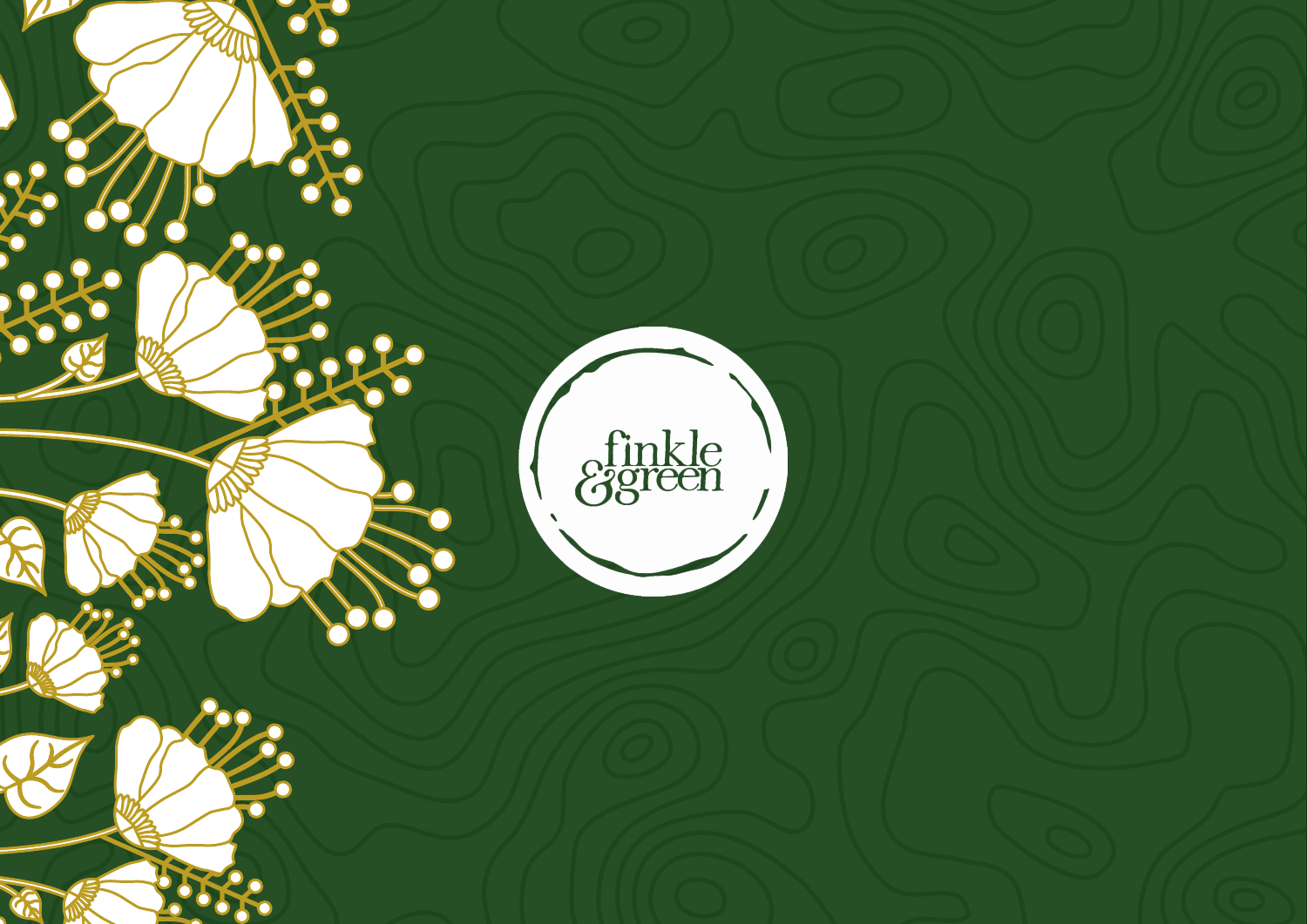finkle & green